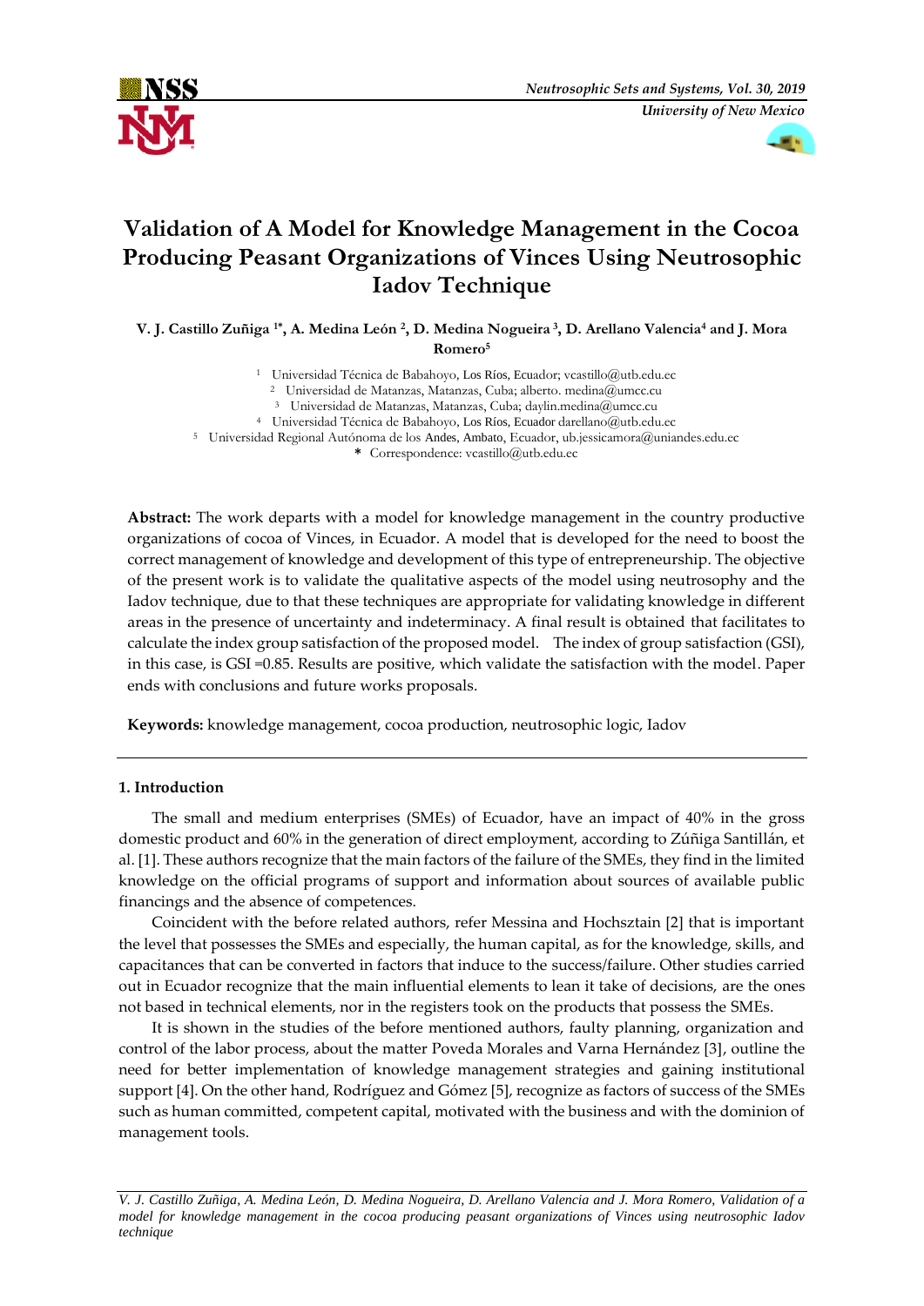# Validation of A Model for Knowledge Management in the Cocoa Producing Peasant Organizations of Vinces Using Neutrosophic Iadov Technique

**V. J. Castillo Zuñiga [1*], A. Medina León [2], D. Medina Nogueira [3], D. Arellano Valencia[4] and J. Mora Romero[5]**

[1] Universidad Técnica de Babahoyo, Los Ríos, Ecuador; vcastillo@utb.edu.ec
[2] Universidad de Matanzas, Matanzas, Cuba; alberto. medina@umcc.cu
[3] Universidad de Matanzas, Matanzas, Cuba; daylin.medina@umcc.cu
[4] Universidad Técnica de Babahoyo, Los Ríos, Ecuador darellano@utb.edu.ec
[5] Universidad Regional Autónoma de los Andes, Ambato, Ecuador, ub.jessicamora@uniandes.edu.ec
**\*** Correspondence: vcastillo@utb.edu.ec

**Abstract:** The work departs with a model for knowledge management in the country productive organizations of cocoa of Vinces, in Ecuador. A model that is developed for the need to boost the correct management of knowledge and development of this type of entrepreneurship. The objective of the present work is to validate the qualitative aspects of the model using neutrosophy and the Iadov technique, due to that these techniques are appropriate for validating knowledge in different areas in the presence of uncertainty and indeterminacy. A final result is obtained that facilitates to calculate the index group satisfaction of the proposed model. The index of group satisfaction (GSI), in this case, is GSI =0.85. Results are positive, which validate the satisfaction with the model. Paper ends with conclusions and future works proposals.

**Keywords:** knowledge management, cocoa production, neutrosophic logic, Iadov

## 1. Introduction

The small and medium enterprises (SMEs) of Ecuador, have an impact of 40% in the gross domestic product and 60% in the generation of direct employment, according to Zúñiga Santillán, et al. [1]. These authors recognize that the main factors of the failure of the SMEs, they find in the limited knowledge on the official programs of support and information about sources of available public financings and the absence of competences.

Coincident with the before related authors, refer Messina and Hochsztain [2] that is important the level that possesses the SMEs and especially, the human capital, as for the knowledge, skills, and capacitances that can be converted in factors that induce to the success/failure. Other studies carried out in Ecuador recognize that the main influential elements to lean it take of decisions, are the ones not based in technical elements, nor in the registers took on the products that possess the SMEs.

It is shown in the studies of the before mentioned authors, faulty planning, organization and control of the labor process, about the matter Poveda Morales and Varna Hernández [3], outline the need for better implementation of knowledge management strategies and gaining institutional support [4]. On the other hand, Rodríguez and Gómez [5], recognize as factors of success of the SMEs such as human committed, competent capital, motivated with the business and with the dominion of management tools.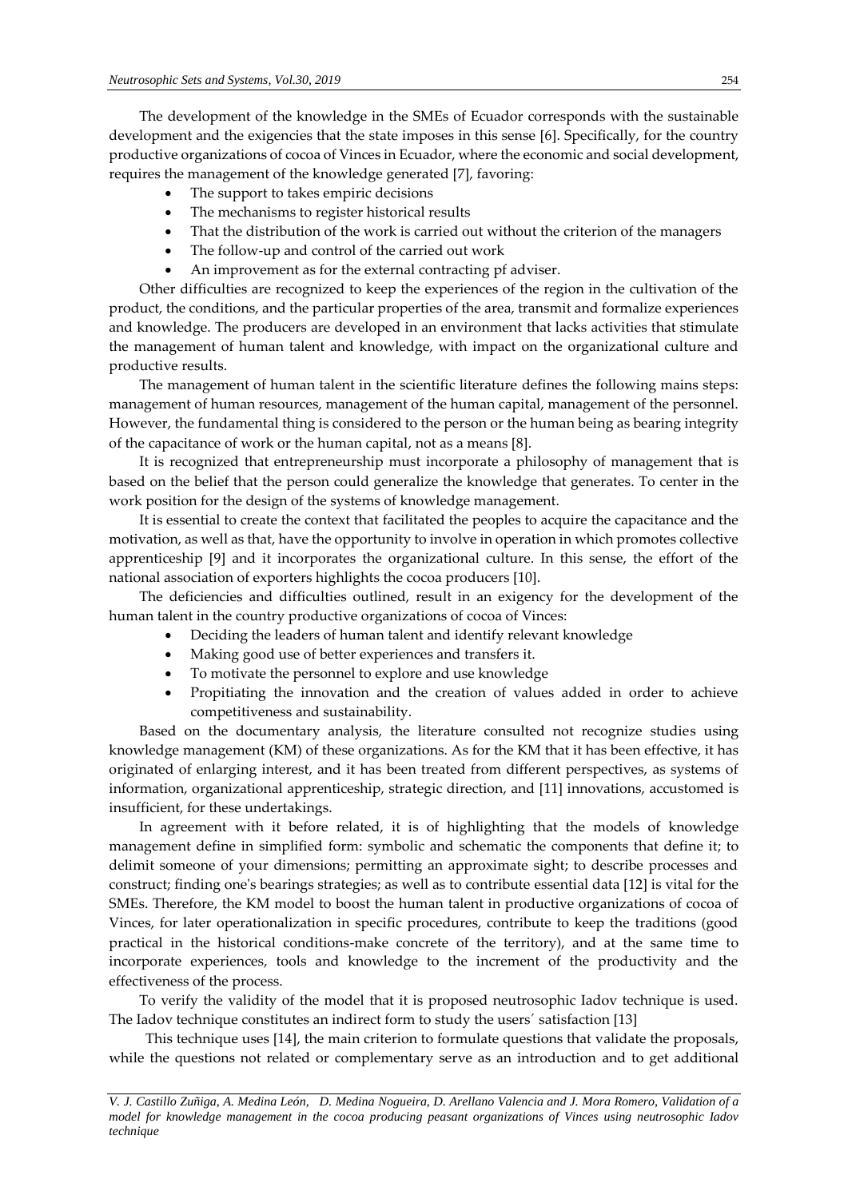The development of the knowledge in the SMEs of Ecuador corresponds with the sustainable development and the exigencies that the state imposes in this sense [6]. Specifically, for the country productive organizations of cocoa of Vinces in Ecuador, where the economic and social development, requires the management of the knowledge generated [7], favoring:

- The support to takes empiric decisions
- The mechanisms to register historical results
- That the distribution of the work is carried out without the criterion of the managers
- The follow-up and control of the carried out work
- An improvement as for the external contracting pf adviser.

Other difficulties are recognized to keep the experiences of the region in the cultivation of the product, the conditions, and the particular properties of the area, transmit and formalize experiences and knowledge. The producers are developed in an environment that lacks activities that stimulate the management of human talent and knowledge, with impact on the organizational culture and productive results.

The management of human talent in the scientific literature defines the following mains steps: management of human resources, management of the human capital, management of the personnel. However, the fundamental thing is considered to the person or the human being as bearing integrity of the capacitance of work or the human capital, not as a means [8].

It is recognized that entrepreneurship must incorporate a philosophy of management that is based on the belief that the person could generalize the knowledge that generates. To center in the work position for the design of the systems of knowledge management.

It is essential to create the context that facilitated the peoples to acquire the capacitance and the motivation, as well as that, have the opportunity to involve in operation in which promotes collective apprenticeship [9] and it incorporates the organizational culture. In this sense, the effort of the national association of exporters highlights the cocoa producers [10].

The deficiencies and difficulties outlined, result in an exigency for the development of the human talent in the country productive organizations of cocoa of Vinces:

- Deciding the leaders of human talent and identify relevant knowledge
- Making good use of better experiences and transfers it.
- To motivate the personnel to explore and use knowledge
- Propitiating the innovation and the creation of values added in order to achieve competitiveness and sustainability.

Based on the documentary analysis, the literature consulted not recognize studies using knowledge management (KM) of these organizations. As for the KM that it has been effective, it has originated of enlarging interest, and it has been treated from different perspectives, as systems of information, organizational apprenticeship, strategic direction, and [11] innovations, accustomed is insufficient, for these undertakings.

In agreement with it before related, it is of highlighting that the models of knowledge management define in simplified form: symbolic and schematic the components that define it; to delimit someone of your dimensions; permitting an approximate sight; to describe processes and construct; finding one's bearings strategies; as well as to contribute essential data [12] is vital for the SMEs. Therefore, the KM model to boost the human talent in productive organizations of cocoa of Vinces, for later operationalization in specific procedures, contribute to keep the traditions (good practical in the historical conditions-make concrete of the territory), and at the same time to incorporate experiences, tools and knowledge to the increment of the productivity and the effectiveness of the process.

To verify the validity of the model that it is proposed neutrosophic Iadov technique is used. The Iadov technique constitutes an indirect form to study the users´ satisfaction [13]

This technique uses [14], the main criterion to formulate questions that validate the proposals, while the questions not related or complementary serve as an introduction and to get additional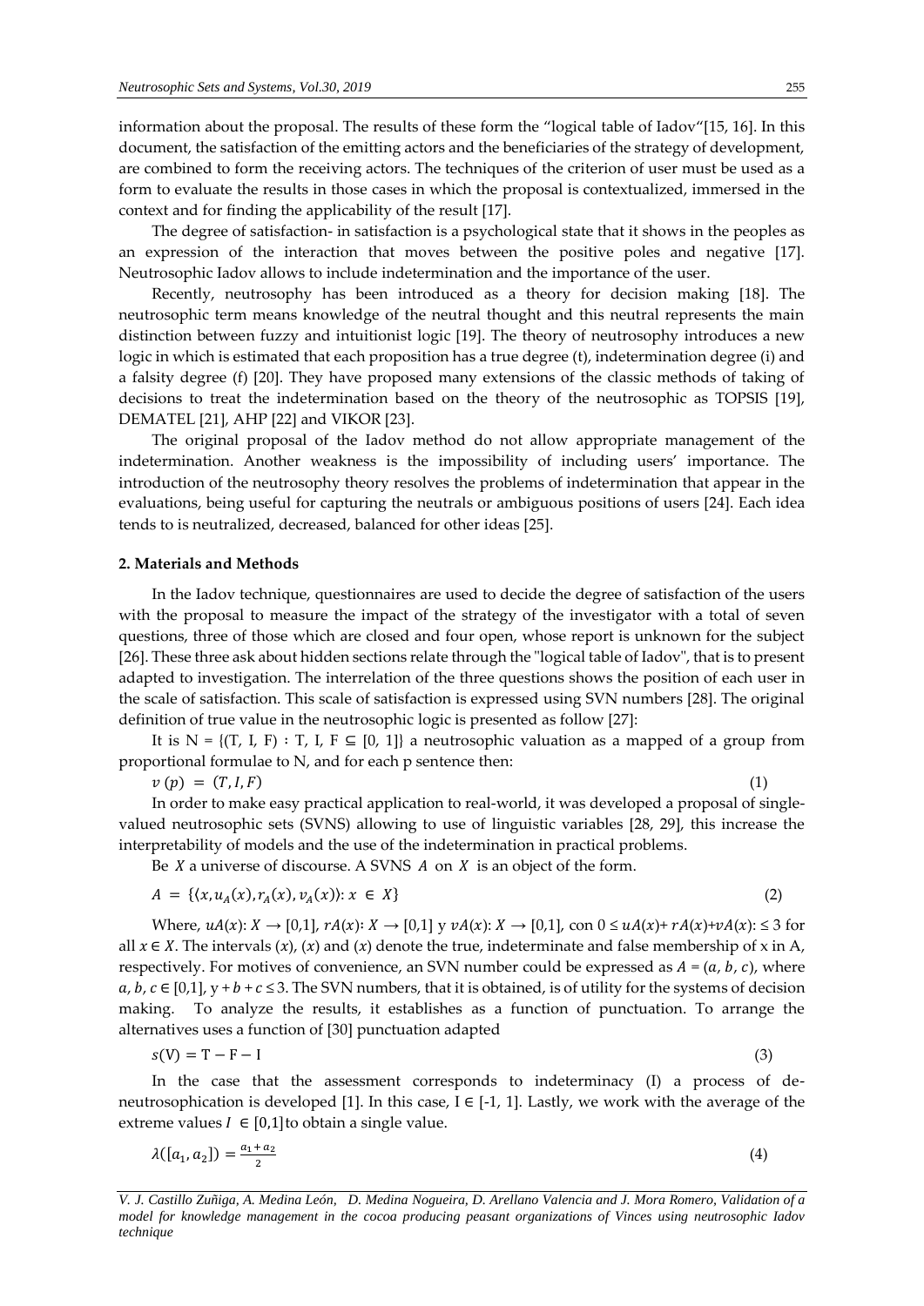information about the proposal. The results of these form the "logical table of Iadov"[15, 16]. In this document, the satisfaction of the emitting actors and the beneficiaries of the strategy of development, are combined to form the receiving actors. The techniques of the criterion of user must be used as a form to evaluate the results in those cases in which the proposal is contextualized, immersed in the context and for finding the applicability of the result [17].

The degree of satisfaction- in satisfaction is a psychological state that it shows in the peoples as an expression of the interaction that moves between the positive poles and negative [17]. Neutrosophic Iadov allows to include indetermination and the importance of the user.

Recently, neutrosophy has been introduced as a theory for decision making [18]. The neutrosophic term means knowledge of the neutral thought and this neutral represents the main distinction between fuzzy and intuitionist logic [19]. The theory of neutrosophy introduces a new logic in which is estimated that each proposition has a true degree (t), indetermination degree (i) and a falsity degree (f) [20]. They have proposed many extensions of the classic methods of taking of decisions to treat the indetermination based on the theory of the neutrosophic as TOPSIS [19], DEMATEL [21], AHP [22] and VIKOR [23].

The original proposal of the Iadov method do not allow appropriate management of the indetermination. Another weakness is the impossibility of including users' importance. The introduction of the neutrosophy theory resolves the problems of indetermination that appear in the evaluations, being useful for capturing the neutrals or ambiguous positions of users [24]. Each idea tends to is neutralized, decreased, balanced for other ideas [25].

## 2. Materials and Methods

In the Iadov technique, questionnaires are used to decide the degree of satisfaction of the users with the proposal to measure the impact of the strategy of the investigator with a total of seven questions, three of those which are closed and four open, whose report is unknown for the subject [26]. These three ask about hidden sections relate through the "logical table of Iadov", that is to present adapted to investigation. The interrelation of the three questions shows the position of each user in the scale of satisfaction. This scale of satisfaction is expressed using SVN numbers [28]. The original definition of true value in the neutrosophic logic is presented as follow [27]:

It is N = {(T, I, F) : T, I, F ⊆ [0, 1]} a neutrosophic valuation as a mapped of a group from proportional formulae to N, and for each p sentence then:

$$v(p) = (T, I, F) \quad (1)$$

In order to make easy practical application to real-world, it was developed a proposal of single-valued neutrosophic sets (SVNS) allowing to use of linguistic variables [28, 29], this increase the interpretability of models and the use of the indetermination in practical problems.

Be $X$ a universe of discourse. A SVNS $A$ on $X$ is an object of the form.

$$A = \{\langle x, u_A(x), r_A(x), v_A(x)\rangle : x \in X\} \quad (2)$$

Where, $uA(x)$: $X \to [0,1]$, $rA(x)$: $X \to [0,1]$ y $vA(x)$: $X \to [0,1]$, con $0 \leq uA(x) + rA(x) + vA(x)$: $\leq 3$ for all $x \in X$. The intervals $(x)$, $(x)$ and $(x)$ denote the true, indeterminate and false membership of x in A, respectively. For motives of convenience, an SVN number could be expressed as $A = (a, b, c)$, where $a, b, c \in [0,1]$, $y + b + c \leq 3$. The SVN numbers, that it is obtained, is of utility for the systems of decision making. To analyze the results, it establishes as a function of punctuation. To arrange the alternatives uses a function of [30] punctuation adapted

$$s(\mathrm{V}) = \mathrm{T} - \mathrm{F} - \mathrm{I} \quad (3)$$

In the case that the assessment corresponds to indeterminacy (I) a process of de-neutrosophication is developed [1]. In this case, $I \in [-1, 1]$. Lastly, we work with the average of the extreme values $I \in [0,1]$ to obtain a single value.

$$\lambda([a_1, a_2]) = \frac{a_1 + a_2}{2} \quad (4)$$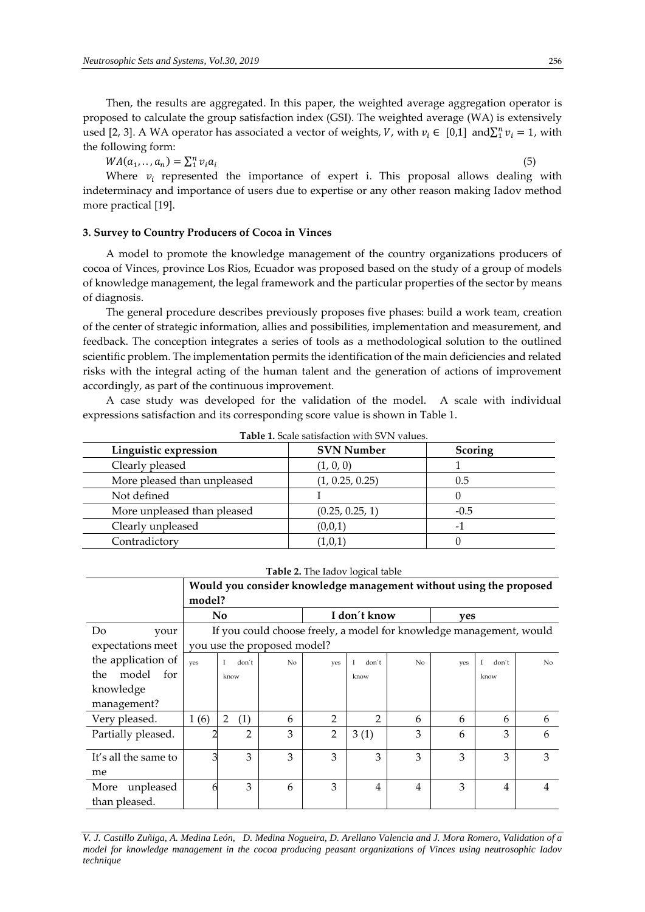Then, the results are aggregated. In this paper, the weighted average aggregation operator is proposed to calculate the group satisfaction index (GSI). The weighted average (WA) is extensively used [2, 3]. A WA operator has associated a vector of weights, $V$, with $v_i \in [0,1]$ and $\sum_1^n v_i = 1$, with the following form:

$$WA(a_1, .., a_n) = \sum_1^n v_i a_i \quad (5)$$

Where $v_i$ represented the importance of expert i. This proposal allows dealing with indeterminacy and importance of users due to expertise or any other reason making Iadov method more practical [19].

### 3. Survey to Country Producers of Cocoa in Vinces

A model to promote the knowledge management of the country organizations producers of cocoa of Vinces, province Los Rios, Ecuador was proposed based on the study of a group of models of knowledge management, the legal framework and the particular properties of the sector by means of diagnosis.

The general procedure describes previously proposes five phases: build a work team, creation of the center of strategic information, allies and possibilities, implementation and measurement, and feedback. The conception integrates a series of tools as a methodological solution to the outlined scientific problem. The implementation permits the identification of the main deficiencies and related risks with the integral acting of the human talent and the generation of actions of improvement accordingly, as part of the continuous improvement.

A case study was developed for the validation of the model. A scale with individual expressions satisfaction and its corresponding score value is shown in Table 1.

**Table 1.** Scale satisfaction with SVN values.

| Linguistic expression | SVN Number | Scoring |
|---|---|---|
| Clearly pleased | (1, 0, 0) | 1 |
| More pleased than unpleased | (1, 0.25, 0.25) | 0.5 |
| Not defined | I | 0 |
| More unpleased than pleased | (0.25, 0.25, 1) | -0.5 |
| Clearly unpleased | (0,0,1) | -1 |
| Contradictory | (1,0,1) | 0 |

**Table 2.** The Iadov logical table

| | Would you consider knowledge management without using the proposed model? | | | | | | | | |
|---|---|---|---|---|---|---|---|---|---|
| | No | | | I don´t know | | | yes | | |
| Do your expectations meet the application of the model for knowledge management? | If you could choose freely, a model for knowledge management, would you use the proposed model? | | | | | | | | |
| | yes | I don´t know | No | yes | I don´t know | No | yes | I don´t know | No |
| Very pleased. | 1 (6) | 2 (1) | 6 | 2 | 2 | 6 | 6 | 6 | 6 |
| Partially pleased. | 2 | 2 | 3 | 2 | 3 (1) | 3 | 6 | 3 | 6 |
| It's all the same to me | 3 | 3 | 3 | 3 | 3 | 3 | 3 | 3 | 3 |
| More unpleased than pleased. | 6 | 3 | 6 | 3 | 4 | 4 | 3 | 4 | 4 |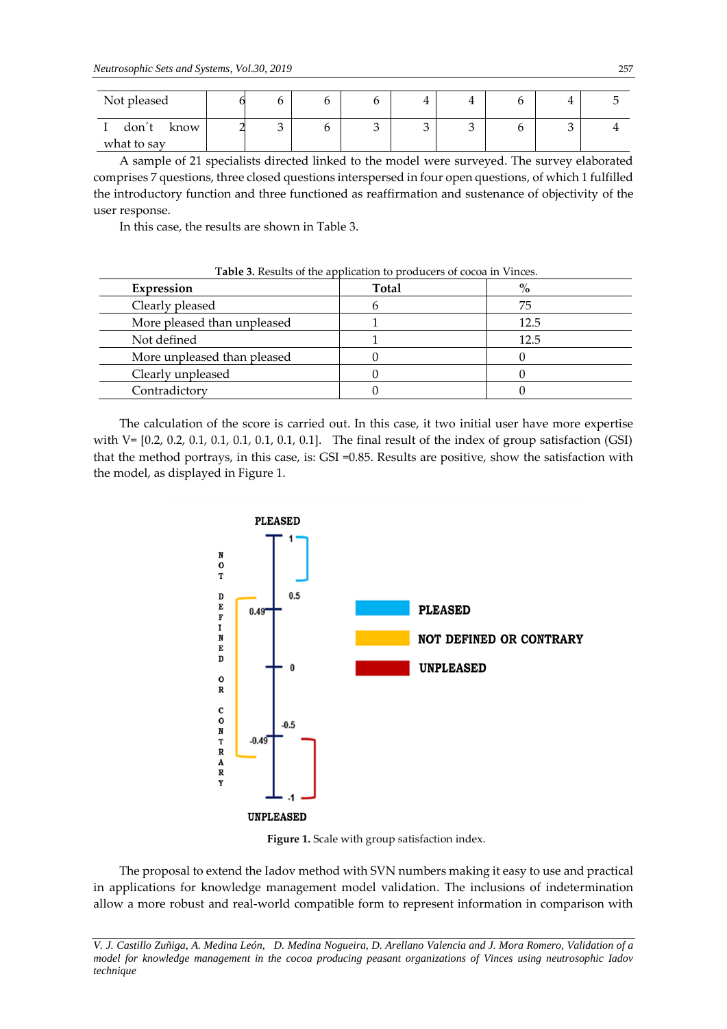| Not pleased | 6 | 6 | 6 | 6 | 4 | 4 | 6 | 4 | 5 |
|---|---|---|---|---|---|---|---|---|---|
| I don´t know what to say | 2 | 3 | 6 | 3 | 3 | 3 | 6 | 3 | 4 |

A sample of 21 specialists directed linked to the model were surveyed. The survey elaborated comprises 7 questions, three closed questions interspersed in four open questions, of which 1 fulfilled the introductory function and three functioned as reaffirmation and sustenance of objectivity of the user response.

In this case, the results are shown in Table 3.

**Table 3.** Results of the application to producers of cocoa in Vinces.

| Expression | Total | % |
|---|---|---|
| Clearly pleased | 6 | 75 |
| More pleased than unpleased | 1 | 12.5 |
| Not defined | 1 | 12.5 |
| More unpleased than pleased | 0 | 0 |
| Clearly unpleased | 0 | 0 |
| Contradictory | 0 | 0 |

The calculation of the score is carried out. In this case, it two initial user have more expertise with V= [0.2, 0.2, 0.1, 0.1, 0.1, 0.1, 0.1, 0.1]. The final result of the index of group satisfaction (GSI) that the method portrays, in this case, is: GSI =0.85. Results are positive, show the satisfaction with the model, as displayed in Figure 1.

**Figure 1.** Scale with group satisfaction index.

The proposal to extend the Iadov method with SVN numbers making it easy to use and practical in applications for knowledge management model validation. The inclusions of indetermination allow a more robust and real-world compatible form to represent information in comparison with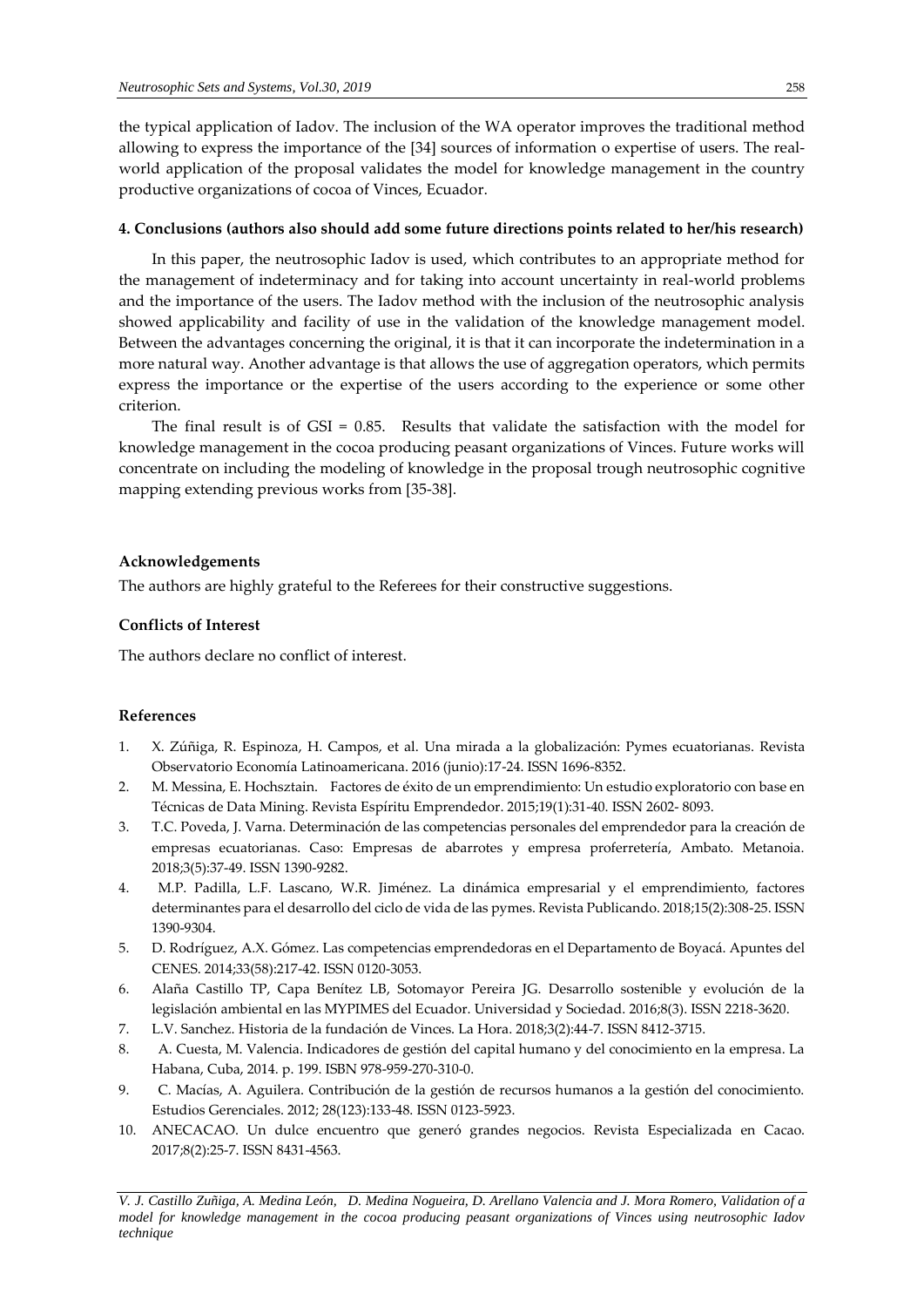the typical application of Iadov. The inclusion of the WA operator improves the traditional method allowing to express the importance of the [34] sources of information o expertise of users. The real-world application of the proposal validates the model for knowledge management in the country productive organizations of cocoa of Vinces, Ecuador.

#### 4. Conclusions (authors also should add some future directions points related to her/his research)

In this paper, the neutrosophic Iadov is used, which contributes to an appropriate method for the management of indeterminacy and for taking into account uncertainty in real-world problems and the importance of the users. The Iadov method with the inclusion of the neutrosophic analysis showed applicability and facility of use in the validation of the knowledge management model. Between the advantages concerning the original, it is that it can incorporate the indetermination in a more natural way. Another advantage is that allows the use of aggregation operators, which permits express the importance or the expertise of the users according to the experience or some other criterion.

The final result is of GSI = 0.85. Results that validate the satisfaction with the model for knowledge management in the cocoa producing peasant organizations of Vinces. Future works will concentrate on including the modeling of knowledge in the proposal trough neutrosophic cognitive mapping extending previous works from [35-38].

#### Acknowledgements

The authors are highly grateful to the Referees for their constructive suggestions.

#### Conflicts of Interest

The authors declare no conflict of interest.

#### References

1. X. Zúñiga, R. Espinoza, H. Campos, et al. Una mirada a la globalización: Pymes ecuatorianas. Revista Observatorio Economía Latinoamericana. 2016 (junio):17-24. ISSN 1696-8352.
2. M. Messina, E. Hochsztain. Factores de éxito de un emprendimiento: Un estudio exploratorio con base en Técnicas de Data Mining. Revista Espíritu Emprendedor. 2015;19(1):31-40. ISSN 2602- 8093.
3. T.C. Poveda, J. Varna. Determinación de las competencias personales del emprendedor para la creación de empresas ecuatorianas. Caso: Empresas de abarrotes y empresa proferretería, Ambato. Metanoia. 2018;3(5):37-49. ISSN 1390-9282.
4. M.P. Padilla, L.F. Lascano, W.R. Jiménez. La dinámica empresarial y el emprendimiento, factores determinantes para el desarrollo del ciclo de vida de las pymes. Revista Publicando. 2018;15(2):308-25. ISSN 1390-9304.
5. D. Rodríguez, A.X. Gómez. Las competencias emprendedoras en el Departamento de Boyacá. Apuntes del CENES. 2014;33(58):217-42. ISSN 0120-3053.
6. Alaña Castillo TP, Capa Benítez LB, Sotomayor Pereira JG. Desarrollo sostenible y evolución de la legislación ambiental en las MYPIMES del Ecuador. Universidad y Sociedad. 2016;8(3). ISSN 2218-3620.
7. L.V. Sanchez. Historia de la fundación de Vinces. La Hora. 2018;3(2):44-7. ISSN 8412-3715.
8. A. Cuesta, M. Valencia. Indicadores de gestión del capital humano y del conocimiento en la empresa. La Habana, Cuba, 2014. p. 199. ISBN 978-959-270-310-0.
9. C. Macías, A. Aguilera. Contribución de la gestión de recursos humanos a la gestión del conocimiento. Estudios Gerenciales. 2012; 28(123):133-48. ISSN 0123-5923.
10. ANECACAO. Un dulce encuentro que generó grandes negocios. Revista Especializada en Cacao. 2017;8(2):25-7. ISSN 8431-4563.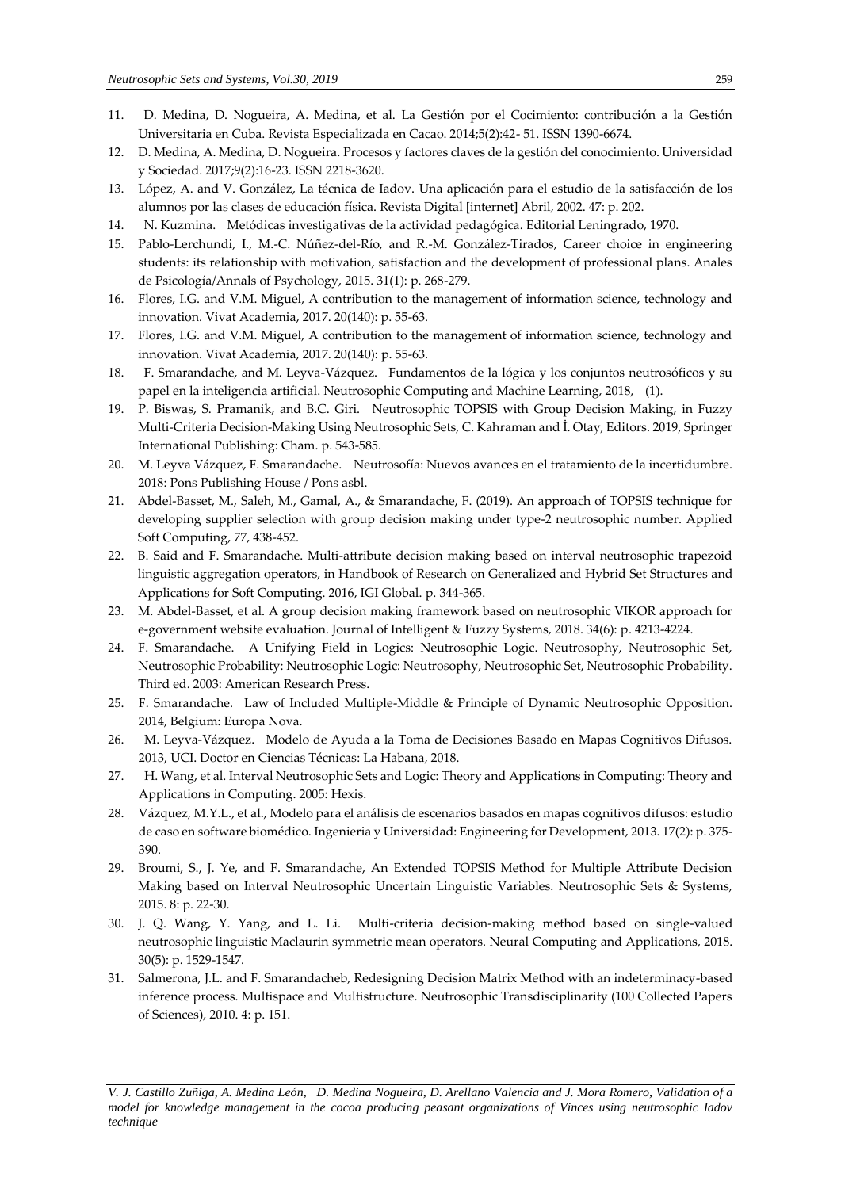11. D. Medina, D. Nogueira, A. Medina, et al. La Gestión por el Cocimiento: contribución a la Gestión Universitaria en Cuba. Revista Especializada en Cacao. 2014;5(2):42- 51. ISSN 1390-6674.
12. D. Medina, A. Medina, D. Nogueira. Procesos y factores claves de la gestión del conocimiento. Universidad y Sociedad. 2017;9(2):16-23. ISSN 2218-3620.
13. López, A. and V. González, La técnica de Iadov. Una aplicación para el estudio de la satisfacción de los alumnos por las clases de educación física. Revista Digital [internet] Abril, 2002. 47: p. 202.
14. N. Kuzmina. Metódicas investigativas de la actividad pedagógica. Editorial Leningrado, 1970.
15. Pablo-Lerchundi, I., M.-C. Núñez-del-Río, and R.-M. González-Tirados, Career choice in engineering students: its relationship with motivation, satisfaction and the development of professional plans. Anales de Psicología/Annals of Psychology, 2015. 31(1): p. 268-279.
16. Flores, I.G. and V.M. Miguel, A contribution to the management of information science, technology and innovation. Vivat Academia, 2017. 20(140): p. 55-63.
17. Flores, I.G. and V.M. Miguel, A contribution to the management of information science, technology and innovation. Vivat Academia, 2017. 20(140): p. 55-63.
18. F. Smarandache, and M. Leyva-Vázquez. Fundamentos de la lógica y los conjuntos neutrosóficos y su papel en la inteligencia artificial. Neutrosophic Computing and Machine Learning, 2018, (1).
19. P. Biswas, S. Pramanik, and B.C. Giri. Neutrosophic TOPSIS with Group Decision Making, in Fuzzy Multi-Criteria Decision-Making Using Neutrosophic Sets, C. Kahraman and İ. Otay, Editors. 2019, Springer International Publishing: Cham. p. 543-585.
20. M. Leyva Vázquez, F. Smarandache. Neutrosofía: Nuevos avances en el tratamiento de la incertidumbre. 2018: Pons Publishing House / Pons asbl.
21. Abdel-Basset, M., Saleh, M., Gamal, A., & Smarandache, F. (2019). An approach of TOPSIS technique for developing supplier selection with group decision making under type-2 neutrosophic number. Applied Soft Computing, 77, 438-452.
22. B. Said and F. Smarandache. Multi-attribute decision making based on interval neutrosophic trapezoid linguistic aggregation operators, in Handbook of Research on Generalized and Hybrid Set Structures and Applications for Soft Computing. 2016, IGI Global. p. 344-365.
23. M. Abdel-Basset, et al. A group decision making framework based on neutrosophic VIKOR approach for e-government website evaluation. Journal of Intelligent & Fuzzy Systems, 2018. 34(6): p. 4213-4224.
24. F. Smarandache. A Unifying Field in Logics: Neutrosophic Logic. Neutrosophy, Neutrosophic Set, Neutrosophic Probability: Neutrosophic Logic: Neutrosophy, Neutrosophic Set, Neutrosophic Probability. Third ed. 2003: American Research Press.
25. F. Smarandache. Law of Included Multiple-Middle & Principle of Dynamic Neutrosophic Opposition. 2014, Belgium: Europa Nova.
26. M. Leyva-Vázquez. Modelo de Ayuda a la Toma de Decisiones Basado en Mapas Cognitivos Difusos. 2013, UCI. Doctor en Ciencias Técnicas: La Habana, 2018.
27. H. Wang, et al. Interval Neutrosophic Sets and Logic: Theory and Applications in Computing: Theory and Applications in Computing. 2005: Hexis.
28. Vázquez, M.Y.L., et al., Modelo para el análisis de escenarios basados en mapas cognitivos difusos: estudio de caso en software biomédico. Ingenieria y Universidad: Engineering for Development, 2013. 17(2): p. 375-390.
29. Broumi, S., J. Ye, and F. Smarandache, An Extended TOPSIS Method for Multiple Attribute Decision Making based on Interval Neutrosophic Uncertain Linguistic Variables. Neutrosophic Sets & Systems, 2015. 8: p. 22-30.
30. J. Q. Wang, Y. Yang, and L. Li. Multi-criteria decision-making method based on single-valued neutrosophic linguistic Maclaurin symmetric mean operators. Neural Computing and Applications, 2018. 30(5): p. 1529-1547.
31. Salmerona, J.L. and F. Smarandacheb, Redesigning Decision Matrix Method with an indeterminacy-based inference process. Multispace and Multistructure. Neutrosophic Transdisciplinarity (100 Collected Papers of Sciences), 2010. 4: p. 151.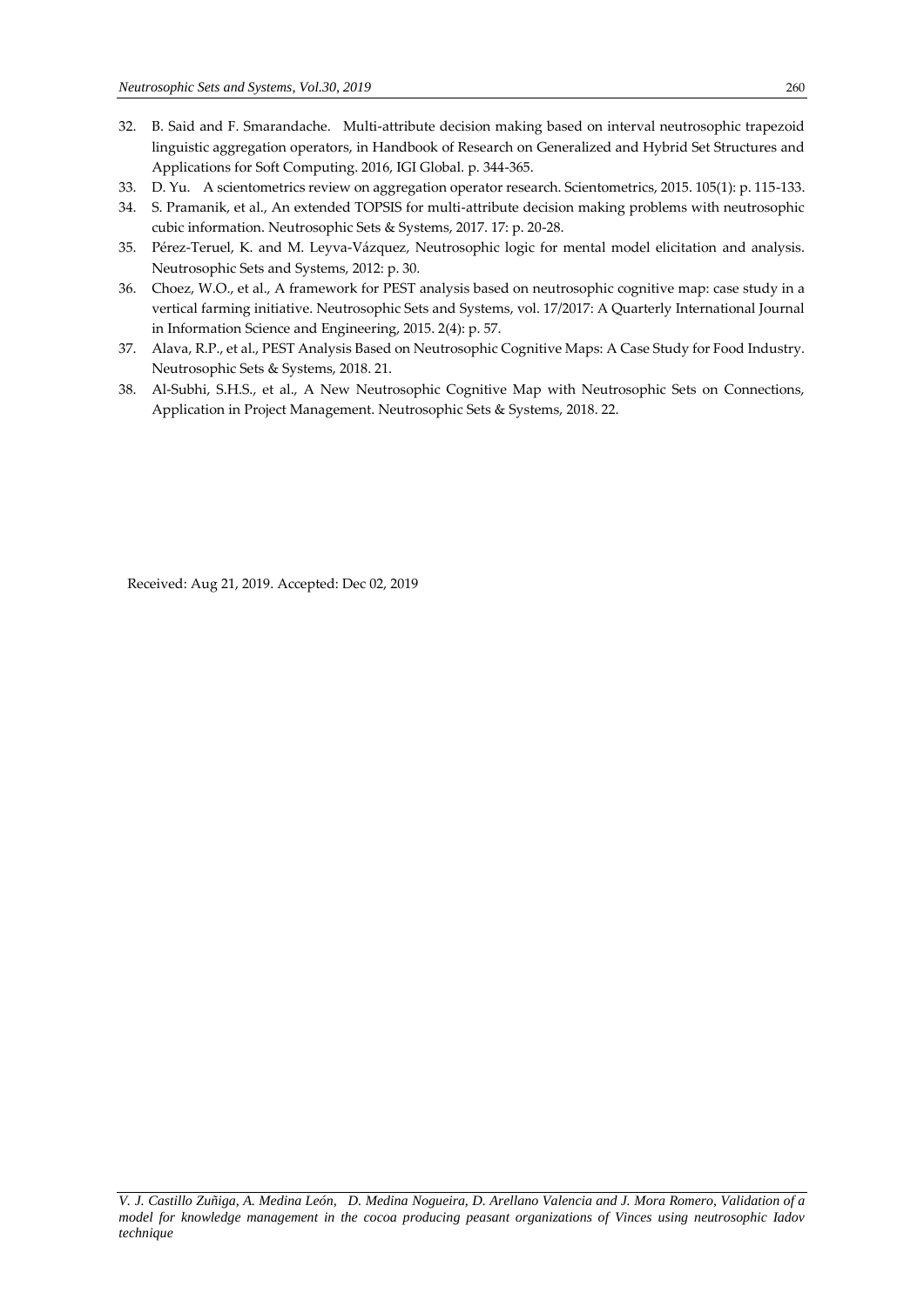32. B. Said and F. Smarandache. Multi-attribute decision making based on interval neutrosophic trapezoid linguistic aggregation operators, in Handbook of Research on Generalized and Hybrid Set Structures and Applications for Soft Computing. 2016, IGI Global. p. 344-365.
33. D. Yu. A scientometrics review on aggregation operator research. Scientometrics, 2015. 105(1): p. 115-133.
34. S. Pramanik, et al., An extended TOPSIS for multi-attribute decision making problems with neutrosophic cubic information. Neutrosophic Sets & Systems, 2017. 17: p. 20-28.
35. Pérez-Teruel, K. and M. Leyva-Vázquez, Neutrosophic logic for mental model elicitation and analysis. Neutrosophic Sets and Systems, 2012: p. 30.
36. Choez, W.O., et al., A framework for PEST analysis based on neutrosophic cognitive map: case study in a vertical farming initiative. Neutrosophic Sets and Systems, vol. 17/2017: A Quarterly International Journal in Information Science and Engineering, 2015. 2(4): p. 57.
37. Alava, R.P., et al., PEST Analysis Based on Neutrosophic Cognitive Maps: A Case Study for Food Industry. Neutrosophic Sets & Systems, 2018. 21.
38. Al-Subhi, S.H.S., et al., A New Neutrosophic Cognitive Map with Neutrosophic Sets on Connections, Application in Project Management. Neutrosophic Sets & Systems, 2018. 22.

Received: Aug 21, 2019. Accepted: Dec 02, 2019